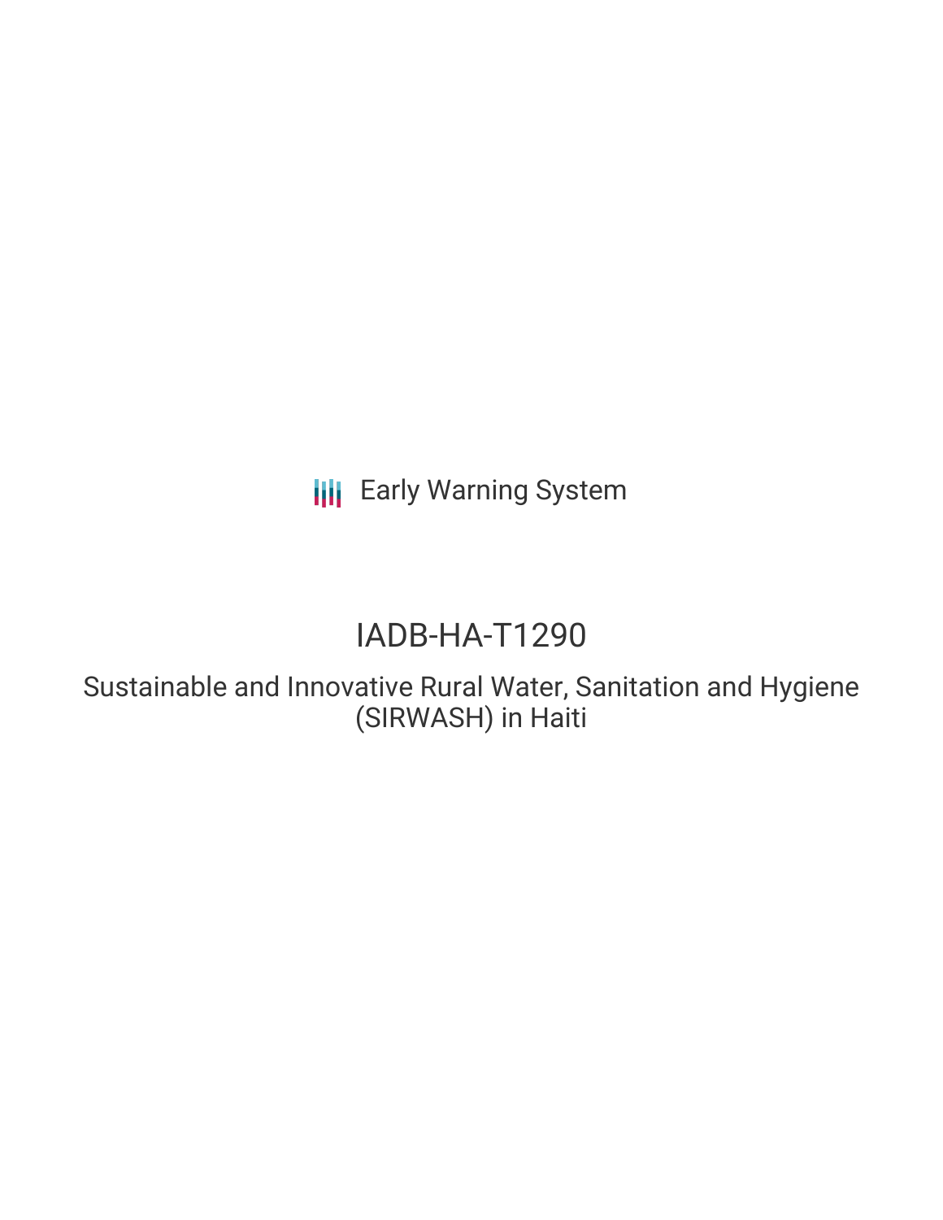Early Warning System

# IADB-HA-T1290

## Sustainable and Innovative Rural Water, Sanitation and Hygiene (SIRWASH) in Haiti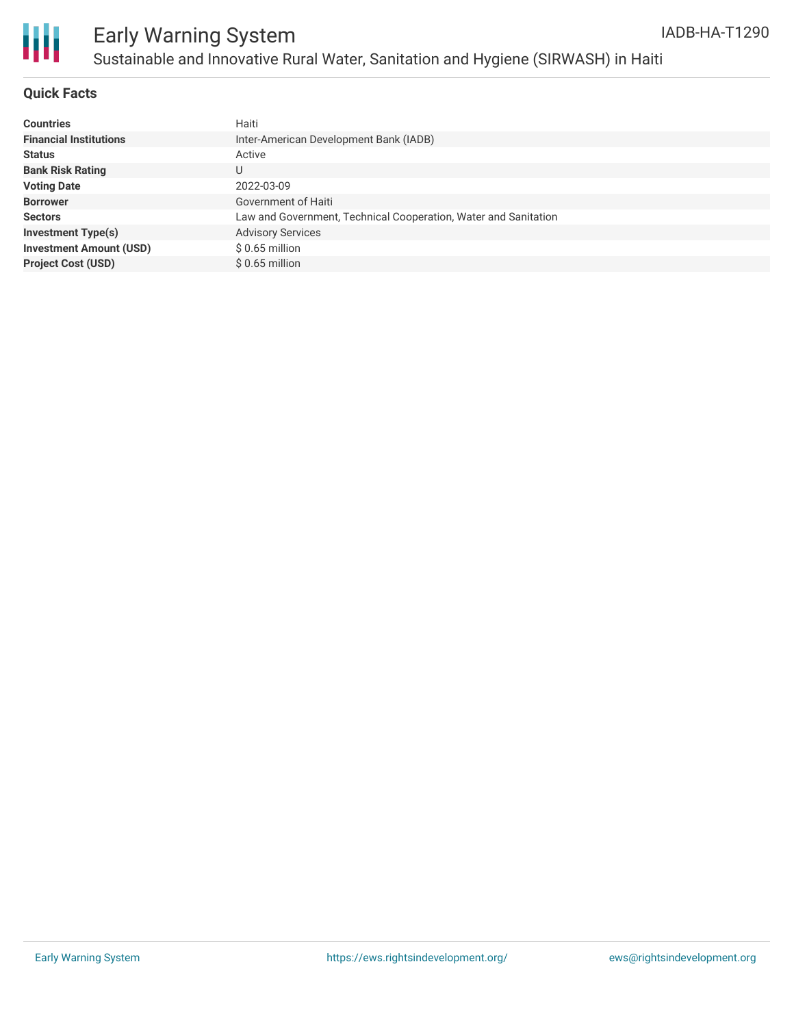# Early Warning System

## Sustainable and Innovative Rural Water, Sanitation and Hygiene (SIRWASH) in Haiti

IADB-HA-T1290

### Quick Facts

| | |
|---|---|
| **Countries** | Haiti |
| **Financial Institutions** | Inter-American Development Bank (IADB) |
| **Status** | Active |
| **Bank Risk Rating** | U |
| **Voting Date** | 2022-03-09 |
| **Borrower** | Government of Haiti |
| **Sectors** | Law and Government, Technical Cooperation, Water and Sanitation |
| **Investment Type(s)** | Advisory Services |
| **Investment Amount (USD)** | $ 0.65 million |
| **Project Cost (USD)** | $ 0.65 million |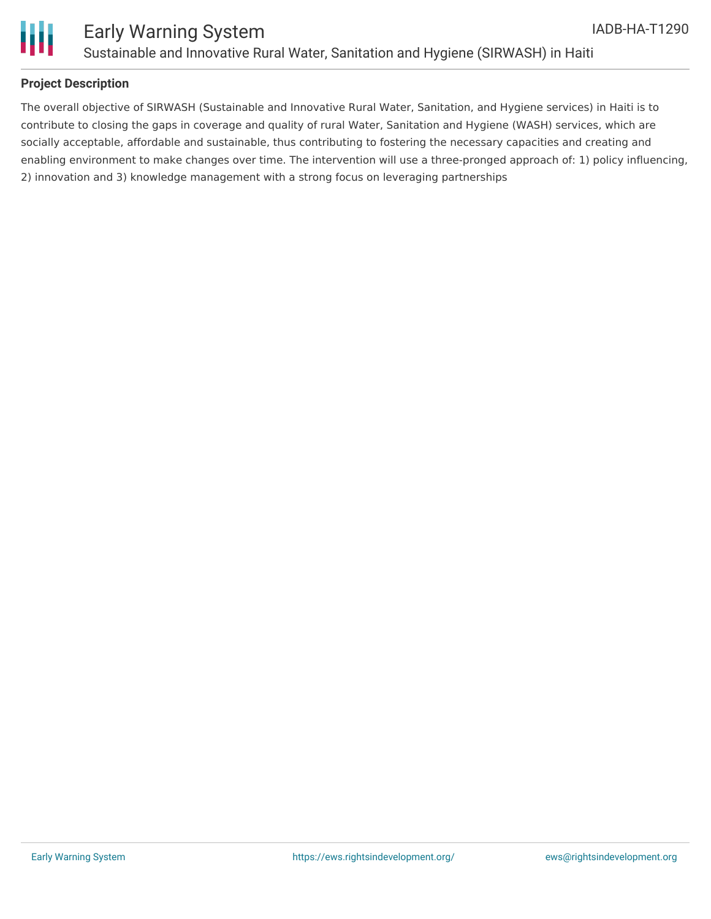## Project Description

The overall objective of SIRWASH (Sustainable and Innovative Rural Water, Sanitation, and Hygiene services) in Haiti is to contribute to closing the gaps in coverage and quality of rural Water, Sanitation and Hygiene (WASH) services, which are socially acceptable, affordable and sustainable, thus contributing to fostering the necessary capacities and creating and enabling environment to make changes over time. The intervention will use a three-pronged approach of: 1) policy influencing, 2) innovation and 3) knowledge management with a strong focus on leveraging partnerships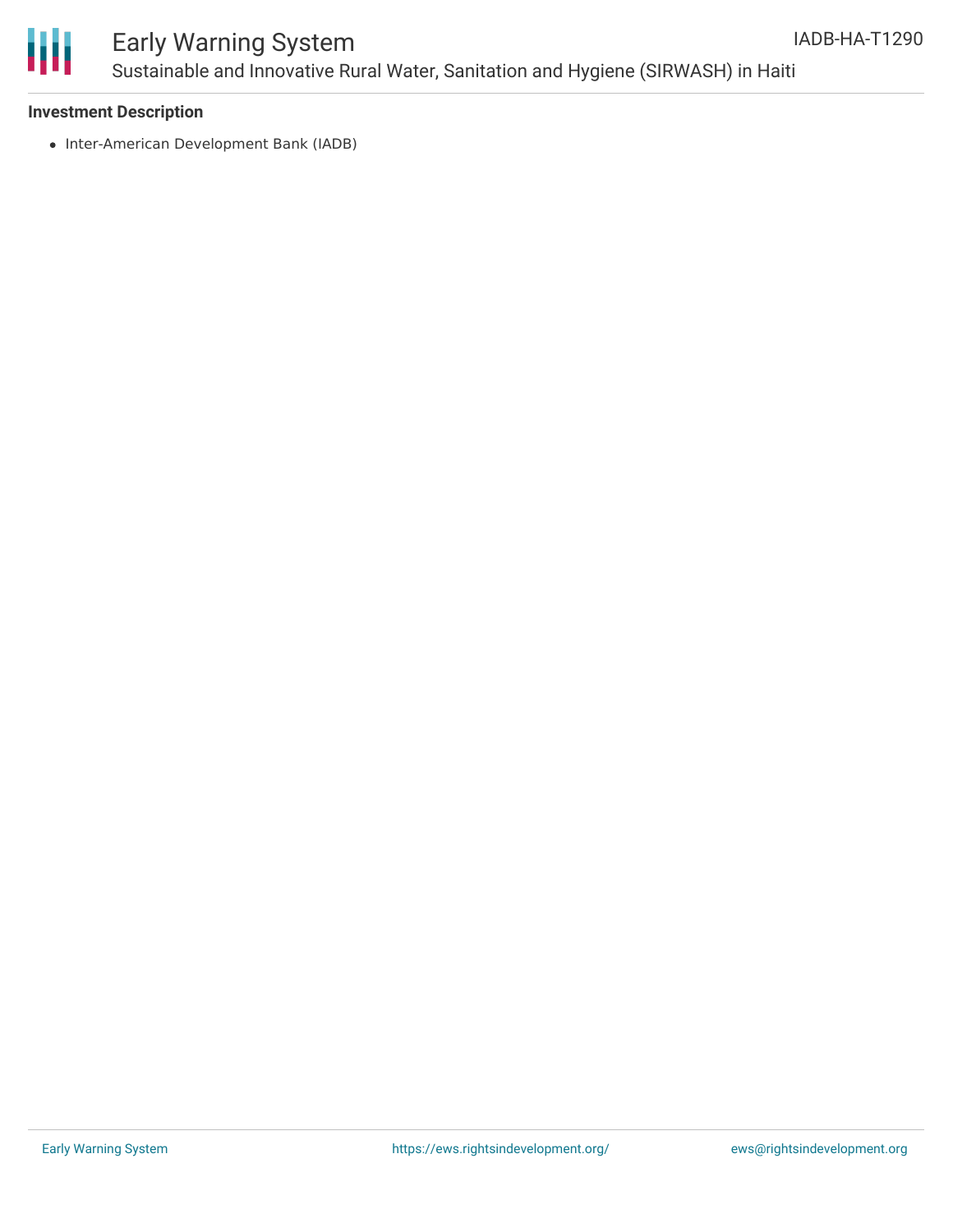**Investment Description**

- Inter-American Development Bank (IADB)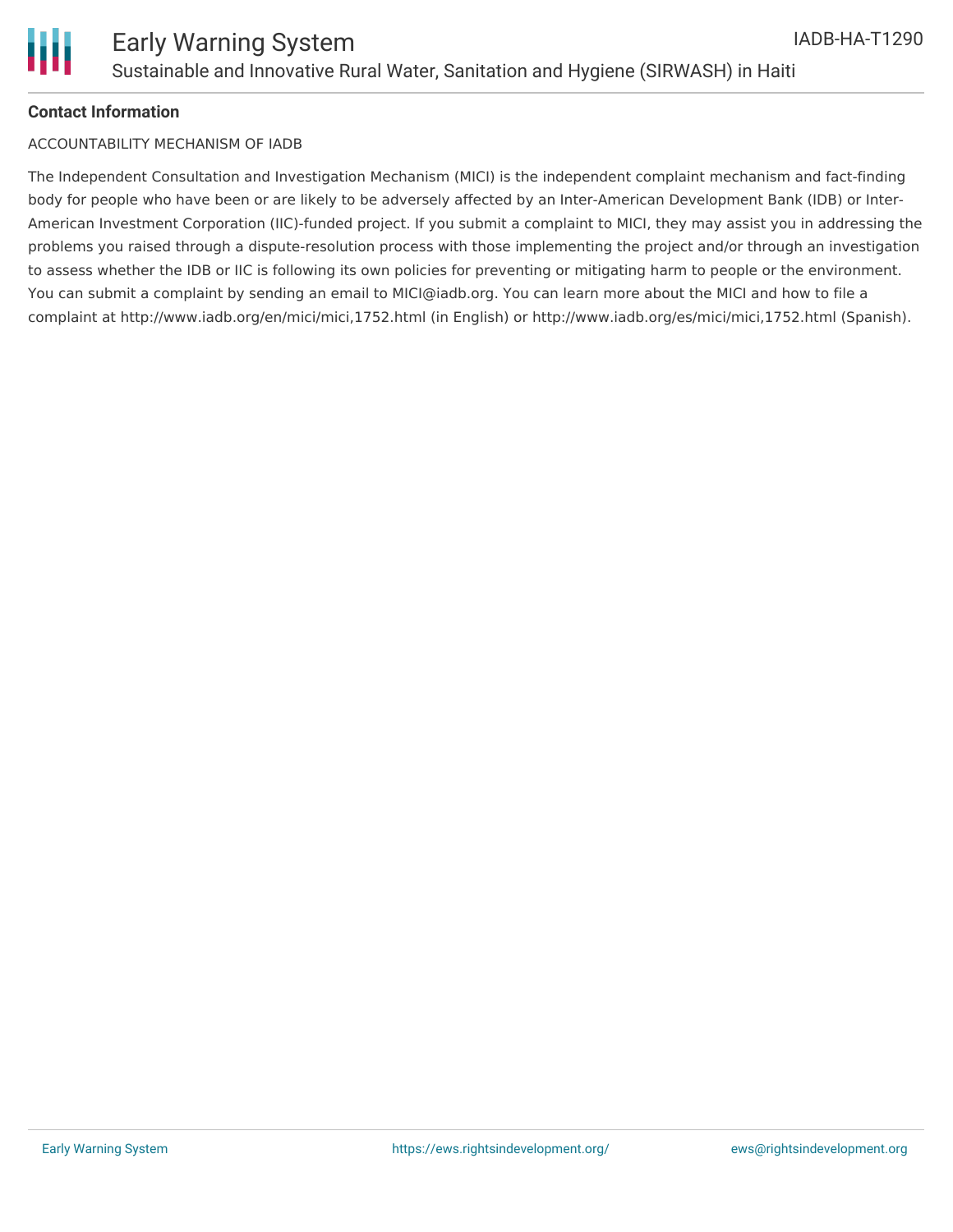**Contact Information**

ACCOUNTABILITY MECHANISM OF IADB

The Independent Consultation and Investigation Mechanism (MICI) is the independent complaint mechanism and fact-finding body for people who have been or are likely to be adversely affected by an Inter-American Development Bank (IDB) or Inter-American Investment Corporation (IIC)-funded project. If you submit a complaint to MICI, they may assist you in addressing the problems you raised through a dispute-resolution process with those implementing the project and/or through an investigation to assess whether the IDB or IIC is following its own policies for preventing or mitigating harm to people or the environment. You can submit a complaint by sending an email to MICI@iadb.org. You can learn more about the MICI and how to file a complaint at http://www.iadb.org/en/mici/mici,1752.html (in English) or http://www.iadb.org/es/mici/mici,1752.html (Spanish).